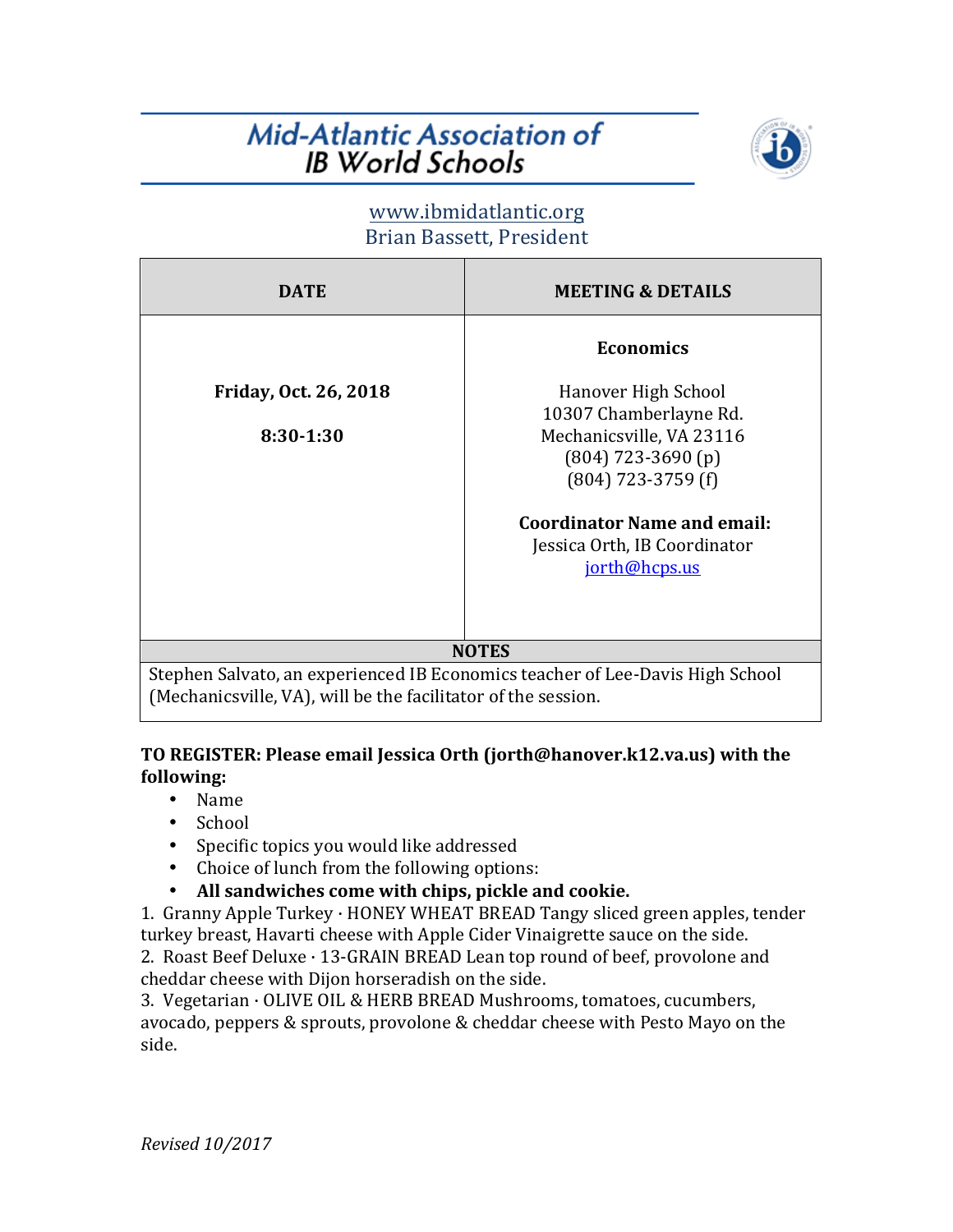# Mid-Atlantic Association of IB World Schools

www.ibmidatlantic.org
Brian Bassett, President

| DATE | MEETING & DETAILS |
|---|---|
| **Friday, Oct. 26, 2018**<br><br>**8:30-1:30** | **Economics**<br><br>Hanover High School<br>10307 Chamberlayne Rd.<br>Mechanicsville, VA 23116<br>(804) 723-3690 (p)<br>(804) 723-3759 (f)<br><br>**Coordinator Name and email:**<br>Jessica Orth, IB Coordinator<br>jorth@hcps.us |
| **NOTES** | |
| Stephen Salvato, an experienced IB Economics teacher of Lee-Davis High School (Mechanicsville, VA), will be the facilitator of the session. | |

**TO REGISTER: Please email Jessica Orth (jorth@hanover.k12.va.us) with the following:**

- Name
- School
- Specific topics you would like addressed
- Choice of lunch from the following options:
- **All sandwiches come with chips, pickle and cookie.**

1. Granny Apple Turkey · HONEY WHEAT BREAD Tangy sliced green apples, tender turkey breast, Havarti cheese with Apple Cider Vinaigrette sauce on the side.
2. Roast Beef Deluxe · 13-GRAIN BREAD Lean top round of beef, provolone and cheddar cheese with Dijon horseradish on the side.
3. Vegetarian · OLIVE OIL & HERB BREAD Mushrooms, tomatoes, cucumbers, avocado, peppers & sprouts, provolone & cheddar cheese with Pesto Mayo on the side.

*Revised 10/2017*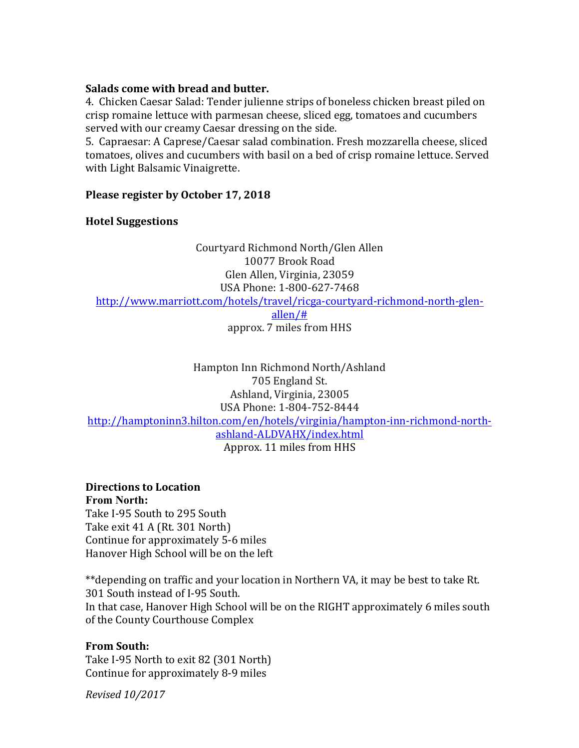**Salads come with bread and butter.**

4. Chicken Caesar Salad: Tender julienne strips of boneless chicken breast piled on crisp romaine lettuce with parmesan cheese, sliced egg, tomatoes and cucumbers served with our creamy Caesar dressing on the side.
5. Capraesar: A Caprese/Caesar salad combination. Fresh mozzarella cheese, sliced tomatoes, olives and cucumbers with basil on a bed of crisp romaine lettuce. Served with Light Balsamic Vinaigrette.

**Please register by October 17, 2018**

**Hotel Suggestions**

Courtyard Richmond North/Glen Allen
10077 Brook Road
Glen Allen, Virginia, 23059
USA Phone: 1-800-627-7468
[http://www.marriott.com/hotels/travel/ricga-courtyard-richmond-north-glen-allen/#](http://www.marriott.com/hotels/travel/ricga-courtyard-richmond-north-glen-allen/#)
approx. 7 miles from HHS

Hampton Inn Richmond North/Ashland
705 England St.
Ashland, Virginia, 23005
USA Phone: 1-804-752-8444
[http://hamptoninn3.hilton.com/en/hotels/virginia/hampton-inn-richmond-north-ashland-ALDVAHX/index.html](http://hamptoninn3.hilton.com/en/hotels/virginia/hampton-inn-richmond-north-ashland-ALDVAHX/index.html)
Approx. 11 miles from HHS

**Directions to Location**

**From North:**
Take I-95 South to 295 South
Take exit 41 A (Rt. 301 North)
Continue for approximately 5-6 miles
Hanover High School will be on the left

**depending on traffic and your location in Northern VA, it may be best to take Rt. 301 South instead of I-95 South.
In that case, Hanover High School will be on the RIGHT approximately 6 miles south of the County Courthouse Complex

**From South:**
Take I-95 North to exit 82 (301 North)
Continue for approximately 8-9 miles

*Revised 10/2017*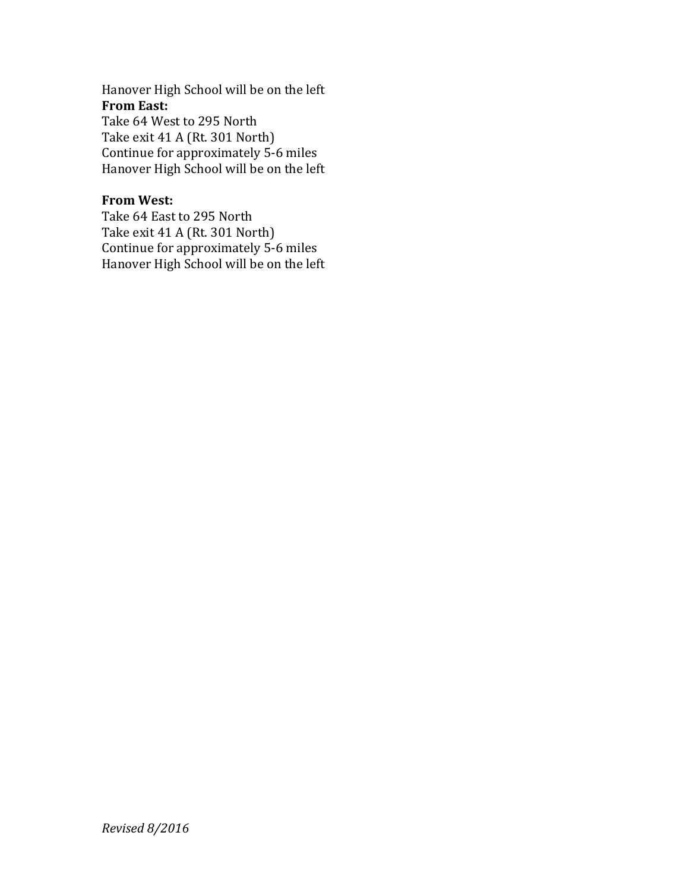Hanover High School will be on the left

**From East:**

Take 64 West to 295 North
Take exit 41 A (Rt. 301 North)
Continue for approximately 5-6 miles
Hanover High School will be on the left

**From West:**

Take 64 East to 295 North
Take exit 41 A (Rt. 301 North)
Continue for approximately 5-6 miles
Hanover High School will be on the left

*Revised 8/2016*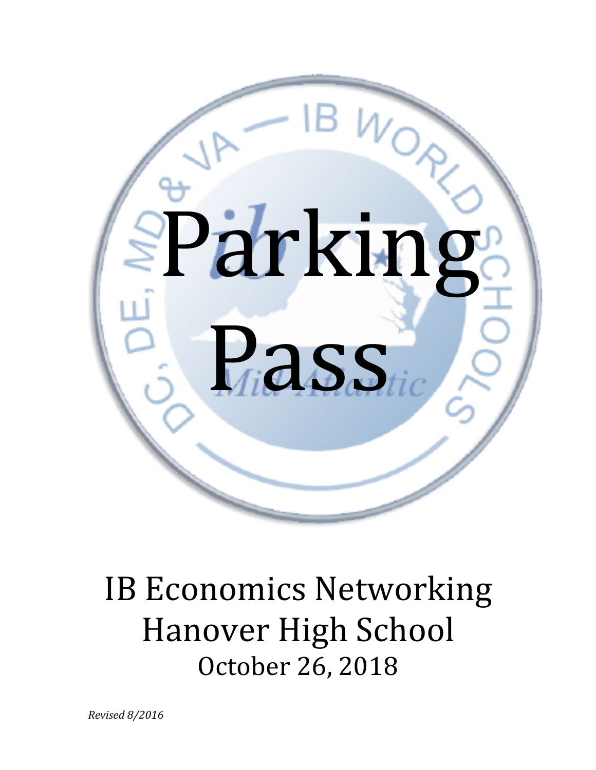# Parking Pass

IB Economics Networking

Hanover High School

October 26, 2018

*Revised 8/2016*